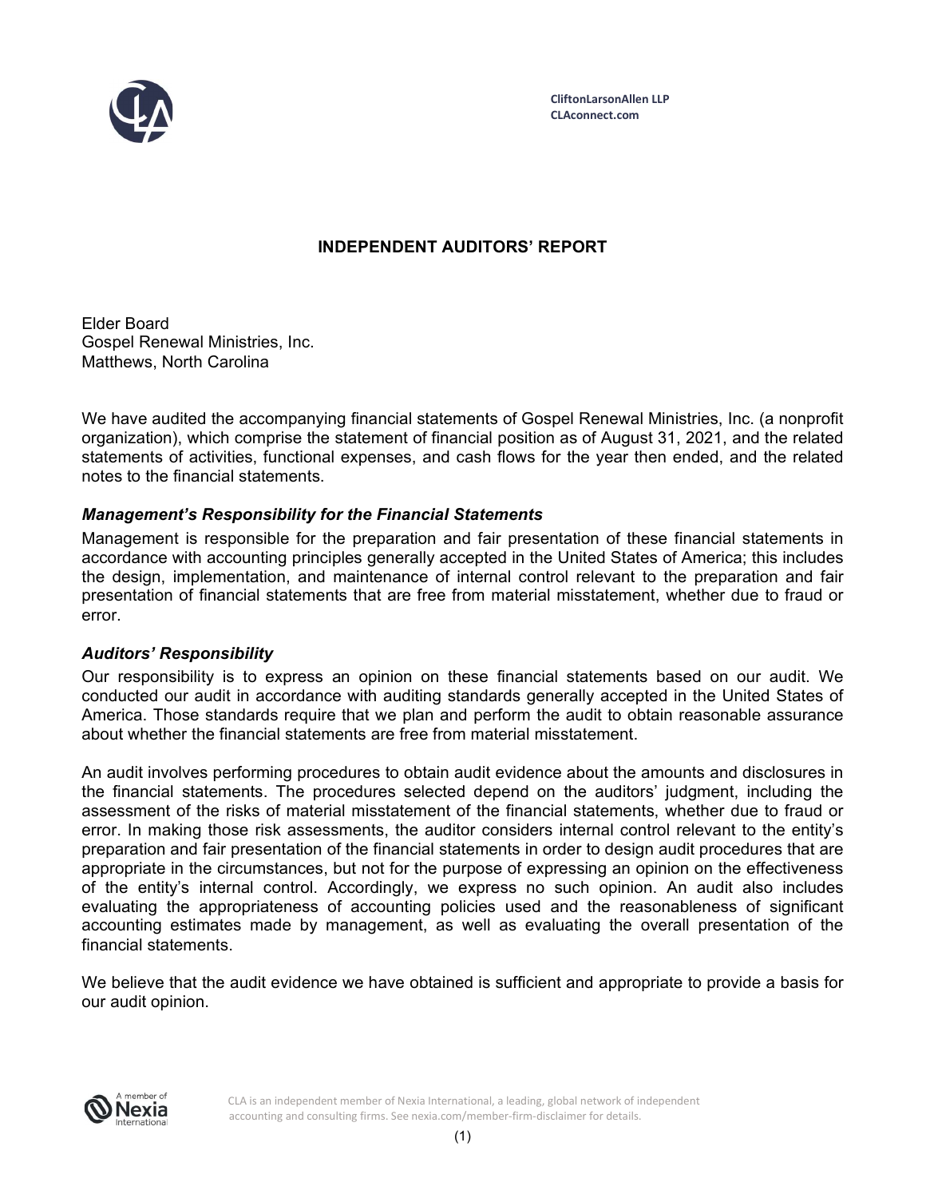CliftonLarsonAllen LLP
CLAconnect.com

# INDEPENDENT AUDITORS' REPORT

Elder Board
Gospel Renewal Ministries, Inc.
Matthews, North Carolina

We have audited the accompanying financial statements of Gospel Renewal Ministries, Inc. (a nonprofit organization), which comprise the statement of financial position as of August 31, 2021, and the related statements of activities, functional expenses, and cash flows for the year then ended, and the related notes to the financial statements.

### *Management's Responsibility for the Financial Statements*

Management is responsible for the preparation and fair presentation of these financial statements in accordance with accounting principles generally accepted in the United States of America; this includes the design, implementation, and maintenance of internal control relevant to the preparation and fair presentation of financial statements that are free from material misstatement, whether due to fraud or error.

### *Auditors' Responsibility*

Our responsibility is to express an opinion on these financial statements based on our audit. We conducted our audit in accordance with auditing standards generally accepted in the United States of America. Those standards require that we plan and perform the audit to obtain reasonable assurance about whether the financial statements are free from material misstatement.

An audit involves performing procedures to obtain audit evidence about the amounts and disclosures in the financial statements. The procedures selected depend on the auditors' judgment, including the assessment of the risks of material misstatement of the financial statements, whether due to fraud or error. In making those risk assessments, the auditor considers internal control relevant to the entity's preparation and fair presentation of the financial statements in order to design audit procedures that are appropriate in the circumstances, but not for the purpose of expressing an opinion on the effectiveness of the entity's internal control. Accordingly, we express no such opinion. An audit also includes evaluating the appropriateness of accounting policies used and the reasonableness of significant accounting estimates made by management, as well as evaluating the overall presentation of the financial statements.

We believe that the audit evidence we have obtained is sufficient and appropriate to provide a basis for our audit opinion.

CLA is an independent member of Nexia International, a leading, global network of independent accounting and consulting firms. See nexia.com/member-firm-disclaimer for details.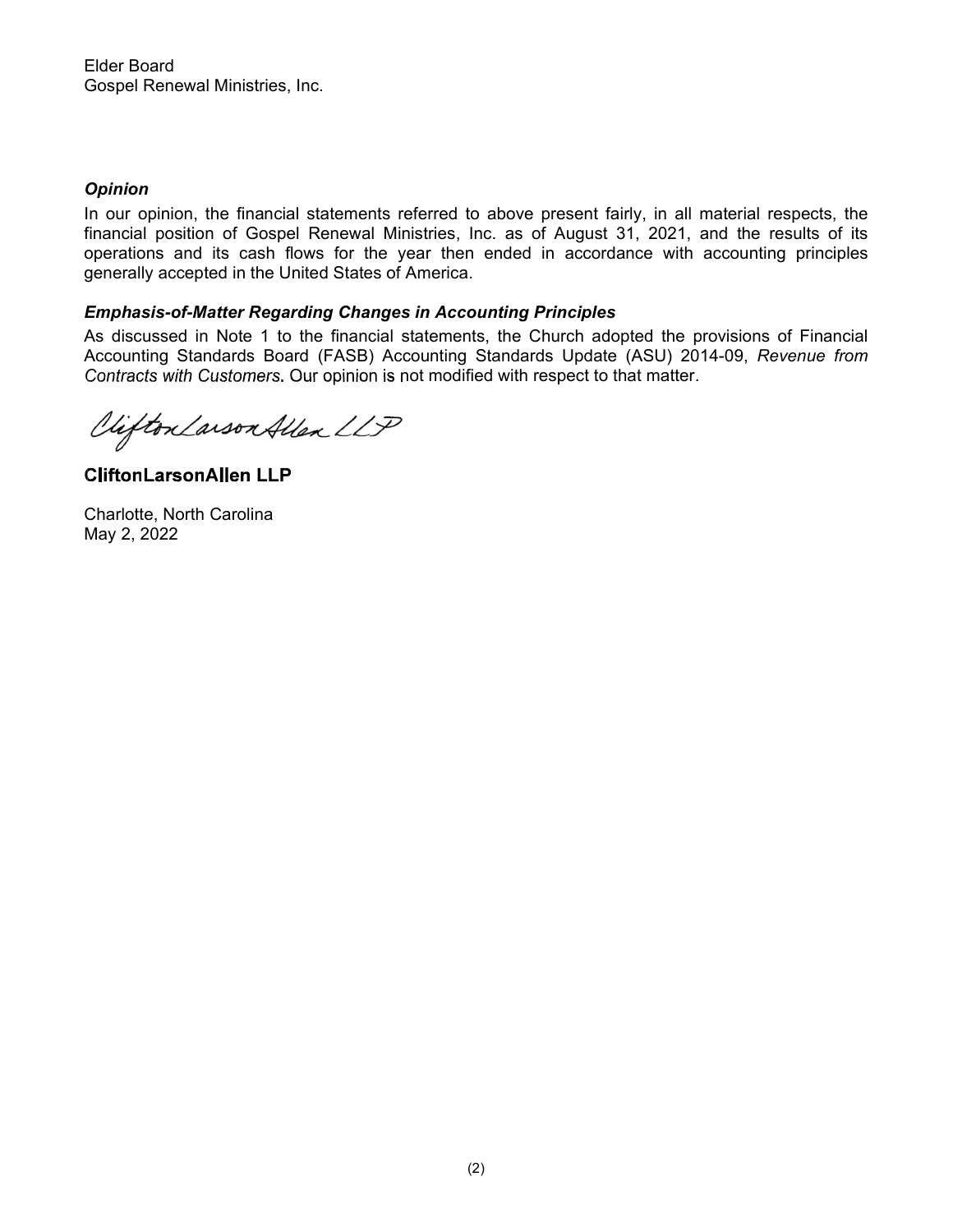Elder Board
Gospel Renewal Ministries, Inc.

***Opinion***

In our opinion, the financial statements referred to above present fairly, in all material respects, the financial position of Gospel Renewal Ministries, Inc. as of August 31, 2021, and the results of its operations and its cash flows for the year then ended in accordance with accounting principles generally accepted in the United States of America.

***Emphasis-of-Matter Regarding Changes in Accounting Principles***

As discussed in Note 1 to the financial statements, the Church adopted the provisions of Financial Accounting Standards Board (FASB) Accounting Standards Update (ASU) 2014-09, *Revenue from Contracts with Customers*. Our opinion is not modified with respect to that matter.

CliftonLarsonAllen LLP

**CliftonLarsonAllen LLP**

Charlotte, North Carolina
May 2, 2022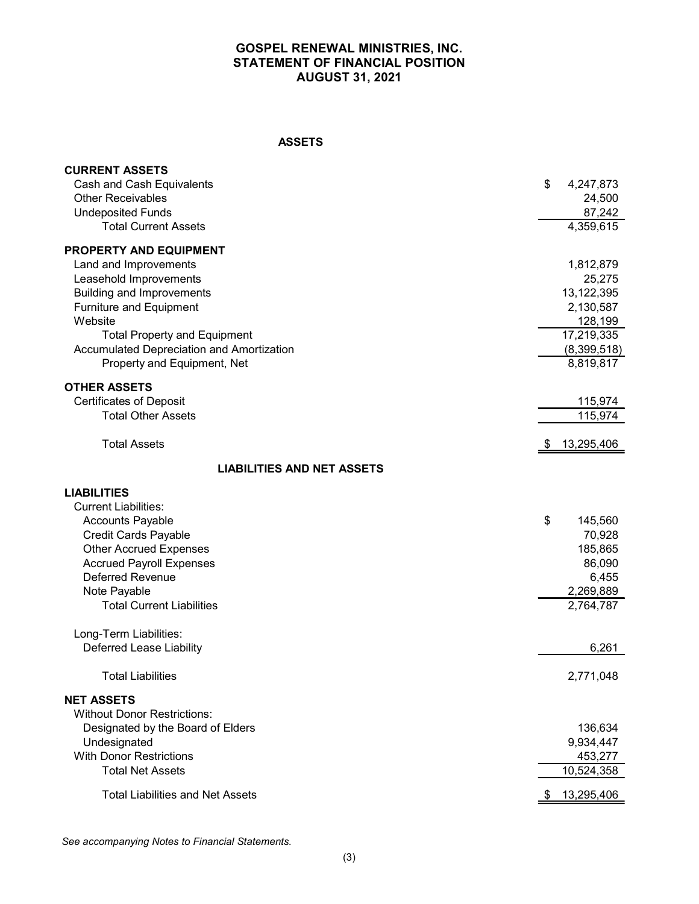# GOSPEL RENEWAL MINISTRIES, INC.
## STATEMENT OF FINANCIAL POSITION
## AUGUST 31, 2021

### ASSETS

| | |
|---|---:|
| **CURRENT ASSETS** | |
| Cash and Cash Equivalents | $ 4,247,873 |
| Other Receivables | 24,500 |
| Undeposited Funds | 87,242 |
| Total Current Assets | 4,359,615 |
| **PROPERTY AND EQUIPMENT** | |
| Land and Improvements | 1,812,879 |
| Leasehold Improvements | 25,275 |
| Building and Improvements | 13,122,395 |
| Furniture and Equipment | 2,130,587 |
| Website | 128,199 |
| Total Property and Equipment | 17,219,335 |
| Accumulated Depreciation and Amortization | (8,399,518) |
| Property and Equipment, Net | 8,819,817 |
| **OTHER ASSETS** | |
| Certificates of Deposit | 115,974 |
| Total Other Assets | 115,974 |
| Total Assets | $ 13,295,406 |

### LIABILITIES AND NET ASSETS

| | |
|---|---:|
| **LIABILITIES** | |
| Current Liabilities: | |
| Accounts Payable | $ 145,560 |
| Credit Cards Payable | 70,928 |
| Other Accrued Expenses | 185,865 |
| Accrued Payroll Expenses | 86,090 |
| Deferred Revenue | 6,455 |
| Note Payable | 2,269,889 |
| Total Current Liabilities | 2,764,787 |
| Long-Term Liabilities: | |
| Deferred Lease Liability | 6,261 |
| Total Liabilities | 2,771,048 |
| **NET ASSETS** | |
| Without Donor Restrictions: | |
| Designated by the Board of Elders | 136,634 |
| Undesignated | 9,934,447 |
| With Donor Restrictions | 453,277 |
| Total Net Assets | 10,524,358 |
| Total Liabilities and Net Assets | $ 13,295,406 |

*See accompanying Notes to Financial Statements.*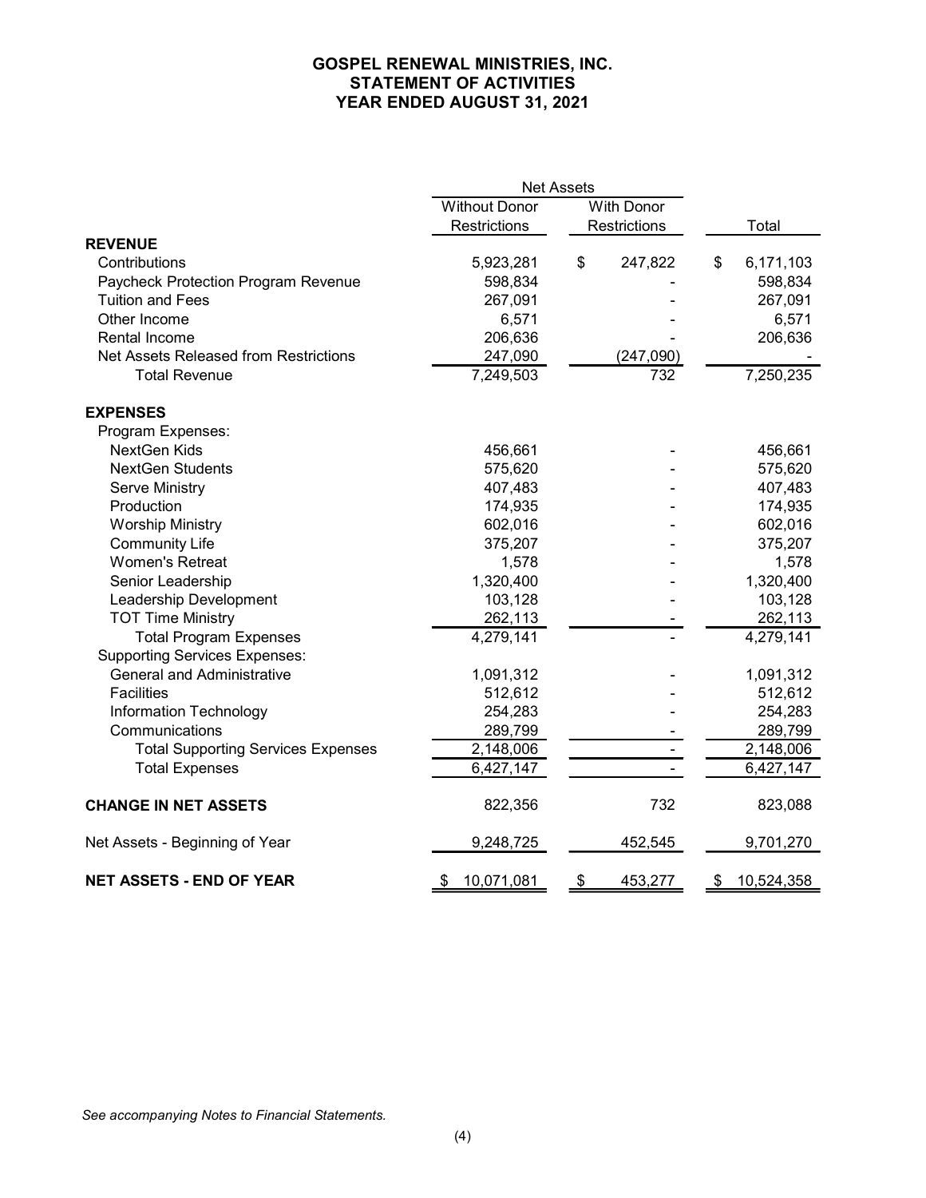# GOSPEL RENEWAL MINISTRIES, INC.
## STATEMENT OF ACTIVITIES
## YEAR ENDED AUGUST 31, 2021

| | Net Assets | | |
|---|---|---|---|
| | Without Donor Restrictions | With Donor Restrictions | Total |
| **REVENUE** | | | |
| Contributions | 5,923,281 | $ 247,822 | $ 6,171,103 |
| Paycheck Protection Program Revenue | 598,834 | - | 598,834 |
| Tuition and Fees | 267,091 | - | 267,091 |
| Other Income | 6,571 | - | 6,571 |
| Rental Income | 206,636 | - | 206,636 |
| Net Assets Released from Restrictions | 247,090 | (247,090) | - |
| Total Revenue | 7,249,503 | 732 | 7,250,235 |
| **EXPENSES** | | | |
| Program Expenses: | | | |
| NextGen Kids | 456,661 | - | 456,661 |
| NextGen Students | 575,620 | - | 575,620 |
| Serve Ministry | 407,483 | - | 407,483 |
| Production | 174,935 | - | 174,935 |
| Worship Ministry | 602,016 | - | 602,016 |
| Community Life | 375,207 | - | 375,207 |
| Women's Retreat | 1,578 | - | 1,578 |
| Senior Leadership | 1,320,400 | - | 1,320,400 |
| Leadership Development | 103,128 | - | 103,128 |
| TOT Time Ministry | 262,113 | - | 262,113 |
| Total Program Expenses | 4,279,141 | - | 4,279,141 |
| Supporting Services Expenses: | | | |
| General and Administrative | 1,091,312 | - | 1,091,312 |
| Facilities | 512,612 | - | 512,612 |
| Information Technology | 254,283 | - | 254,283 |
| Communications | 289,799 | - | 289,799 |
| Total Supporting Services Expenses | 2,148,006 | - | 2,148,006 |
| Total Expenses | 6,427,147 | - | 6,427,147 |
| **CHANGE IN NET ASSETS** | 822,356 | 732 | 823,088 |
| Net Assets - Beginning of Year | 9,248,725 | 452,545 | 9,701,270 |
| **NET ASSETS - END OF YEAR** | $ 10,071,081 | $ 453,277 | $ 10,524,358 |

*See accompanying Notes to Financial Statements.*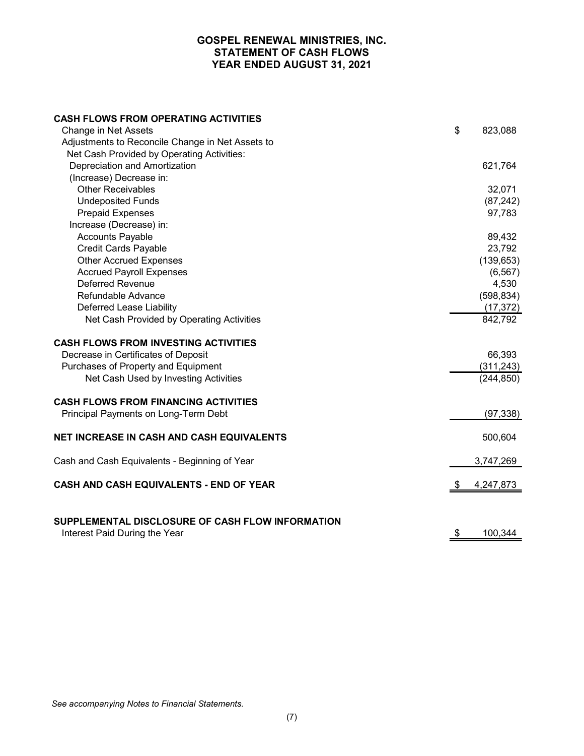# GOSPEL RENEWAL MINISTRIES, INC.
## STATEMENT OF CASH FLOWS
## YEAR ENDED AUGUST 31, 2021

| | |
|---|---|
| **CASH FLOWS FROM OPERATING ACTIVITIES** | |
| Change in Net Assets | $ 823,088 |
| Adjustments to Reconcile Change in Net Assets to Net Cash Provided by Operating Activities: | |
| Depreciation and Amortization | 621,764 |
| (Increase) Decrease in: | |
| Other Receivables | 32,071 |
| Undeposited Funds | (87,242) |
| Prepaid Expenses | 97,783 |
| Increase (Decrease) in: | |
| Accounts Payable | 89,432 |
| Credit Cards Payable | 23,792 |
| Other Accrued Expenses | (139,653) |
| Accrued Payroll Expenses | (6,567) |
| Deferred Revenue | 4,530 |
| Refundable Advance | (598,834) |
| Deferred Lease Liability | (17,372) |
| Net Cash Provided by Operating Activities | 842,792 |
| **CASH FLOWS FROM INVESTING ACTIVITIES** | |
| Decrease in Certificates of Deposit | 66,393 |
| Purchases of Property and Equipment | (311,243) |
| Net Cash Used by Investing Activities | (244,850) |
| **CASH FLOWS FROM FINANCING ACTIVITIES** | |
| Principal Payments on Long-Term Debt | (97,338) |
| **NET INCREASE IN CASH AND CASH EQUIVALENTS** | 500,604 |
| Cash and Cash Equivalents - Beginning of Year | 3,747,269 |
| **CASH AND CASH EQUIVALENTS - END OF YEAR** | $ 4,247,873 |
| **SUPPLEMENTAL DISCLOSURE OF CASH FLOW INFORMATION** | |
| Interest Paid During the Year | $ 100,344 |

*See accompanying Notes to Financial Statements.*